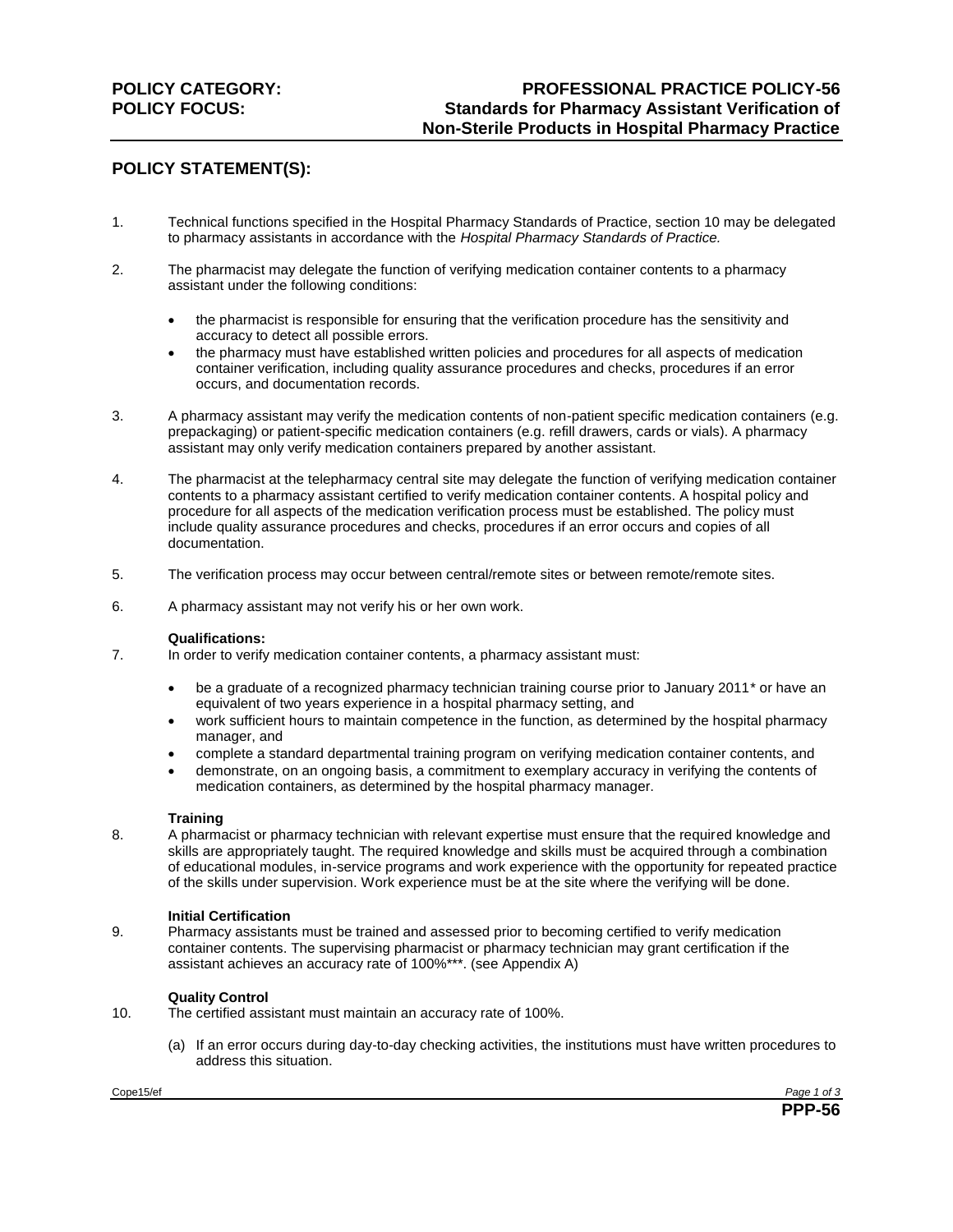**POLICY CATEGORY:** **PROFESSIONAL PRACTICE POLICY-56**

**POLICY FOCUS:** **Standards for Pharmacy Assistant Verification of Non-Sterile Products in Hospital Pharmacy Practice**

## POLICY STATEMENT(S):

1. Technical functions specified in the Hospital Pharmacy Standards of Practice, section 10 may be delegated to pharmacy assistants in accordance with the *Hospital Pharmacy Standards of Practice.*

2. The pharmacist may delegate the function of verifying medication container contents to a pharmacy assistant under the following conditions:

   - the pharmacist is responsible for ensuring that the verification procedure has the sensitivity and accuracy to detect all possible errors.
   - the pharmacy must have established written policies and procedures for all aspects of medication container verification, including quality assurance procedures and checks, procedures if an error occurs, and documentation records.

3. A pharmacy assistant may verify the medication contents of non-patient specific medication containers (e.g. prepackaging) or patient-specific medication containers (e.g. refill drawers, cards or vials). A pharmacy assistant may only verify medication containers prepared by another assistant.

4. The pharmacist at the telepharmacy central site may delegate the function of verifying medication container contents to a pharmacy assistant certified to verify medication container contents. A hospital policy and procedure for all aspects of the medication verification process must be established. The policy must include quality assurance procedures and checks, procedures if an error occurs and copies of all documentation.

5. The verification process may occur between central/remote sites or between remote/remote sites.

6. A pharmacy assistant may not verify his or her own work.

**Qualifications:**

7. In order to verify medication container contents, a pharmacy assistant must:

   - be a graduate of a recognized pharmacy technician training course prior to January 2011* or have an equivalent of two years experience in a hospital pharmacy setting, and
   - work sufficient hours to maintain competence in the function, as determined by the hospital pharmacy manager, and
   - complete a standard departmental training program on verifying medication container contents, and
   - demonstrate, on an ongoing basis, a commitment to exemplary accuracy in verifying the contents of medication containers, as determined by the hospital pharmacy manager.

**Training**

8. A pharmacist or pharmacy technician with relevant expertise must ensure that the required knowledge and skills are appropriately taught. The required knowledge and skills must be acquired through a combination of educational modules, in-service programs and work experience with the opportunity for repeated practice of the skills under supervision. Work experience must be at the site where the verifying will be done.

**Initial Certification**

9. Pharmacy assistants must be trained and assessed prior to becoming certified to verify medication container contents. The supervising pharmacist or pharmacy technician may grant certification if the assistant achieves an accuracy rate of 100%***. (see Appendix A)

**Quality Control**

10. The certified assistant must maintain an accuracy rate of 100%.

    (a) If an error occurs during day-to-day checking activities, the institutions must have written procedures to address this situation.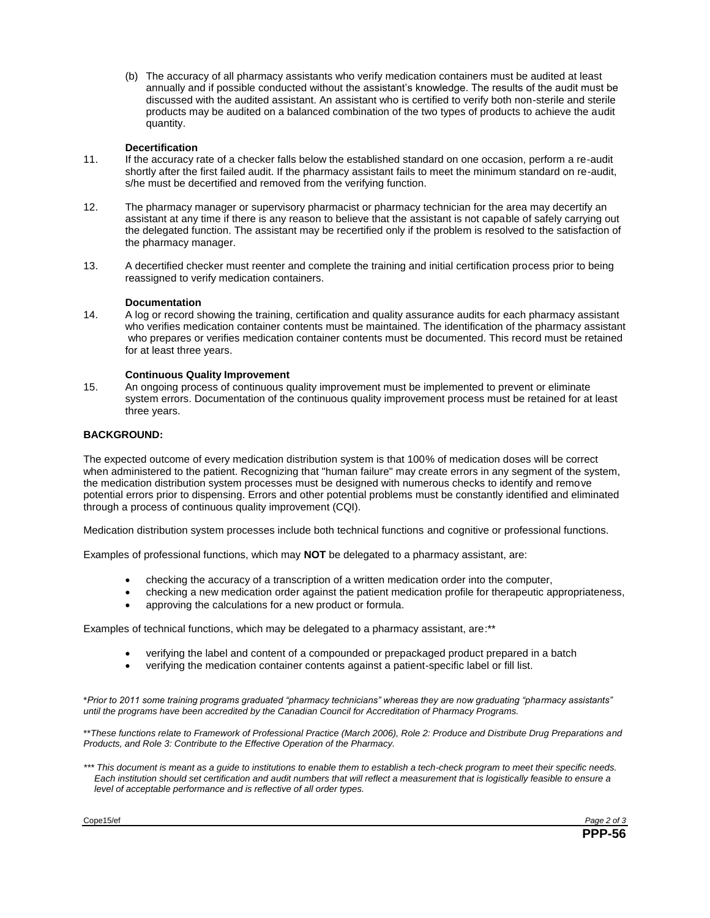(b) The accuracy of all pharmacy assistants who verify medication containers must be audited at least annually and if possible conducted without the assistant's knowledge. The results of the audit must be discussed with the audited assistant. An assistant who is certified to verify both non-sterile and sterile products may be audited on a balanced combination of the two types of products to achieve the audit quantity.

**Decertification**

11. If the accuracy rate of a checker falls below the established standard on one occasion, perform a re-audit shortly after the first failed audit. If the pharmacy assistant fails to meet the minimum standard on re-audit, s/he must be decertified and removed from the verifying function.

12. The pharmacy manager or supervisory pharmacist or pharmacy technician for the area may decertify an assistant at any time if there is any reason to believe that the assistant is not capable of safely carrying out the delegated function. The assistant may be recertified only if the problem is resolved to the satisfaction of the pharmacy manager.

13. A decertified checker must reenter and complete the training and initial certification process prior to being reassigned to verify medication containers.

**Documentation**

14. A log or record showing the training, certification and quality assurance audits for each pharmacy assistant who verifies medication container contents must be maintained. The identification of the pharmacy assistant who prepares or verifies medication container contents must be documented. This record must be retained for at least three years.

**Continuous Quality Improvement**

15. An ongoing process of continuous quality improvement must be implemented to prevent or eliminate system errors. Documentation of the continuous quality improvement process must be retained for at least three years.

**BACKGROUND:**

The expected outcome of every medication distribution system is that 100% of medication doses will be correct when administered to the patient. Recognizing that "human failure" may create errors in any segment of the system, the medication distribution system processes must be designed with numerous checks to identify and remove potential errors prior to dispensing. Errors and other potential problems must be constantly identified and eliminated through a process of continuous quality improvement (CQI).

Medication distribution system processes include both technical functions and cognitive or professional functions.

Examples of professional functions, which may **NOT** be delegated to a pharmacy assistant, are:

- checking the accuracy of a transcription of a written medication order into the computer,
- checking a new medication order against the patient medication profile for therapeutic appropriateness,
- approving the calculations for a new product or formula.

Examples of technical functions, which may be delegated to a pharmacy assistant, are:**

- verifying the label and content of a compounded or prepackaged product prepared in a batch
- verifying the medication container contents against a patient-specific label or fill list.

*\*Prior to 2011 some training programs graduated "pharmacy technicians" whereas they are now graduating "pharmacy assistants" until the programs have been accredited by the Canadian Council for Accreditation of Pharmacy Programs.*

*\*\*These functions relate to Framework of Professional Practice (March 2006), Role 2: Produce and Distribute Drug Preparations and Products, and Role 3: Contribute to the Effective Operation of the Pharmacy.*

*\*\*\* This document is meant as a guide to institutions to enable them to establish a tech-check program to meet their specific needs. Each institution should set certification and audit numbers that will reflect a measurement that is logistically feasible to ensure a level of acceptable performance and is reflective of all order types.*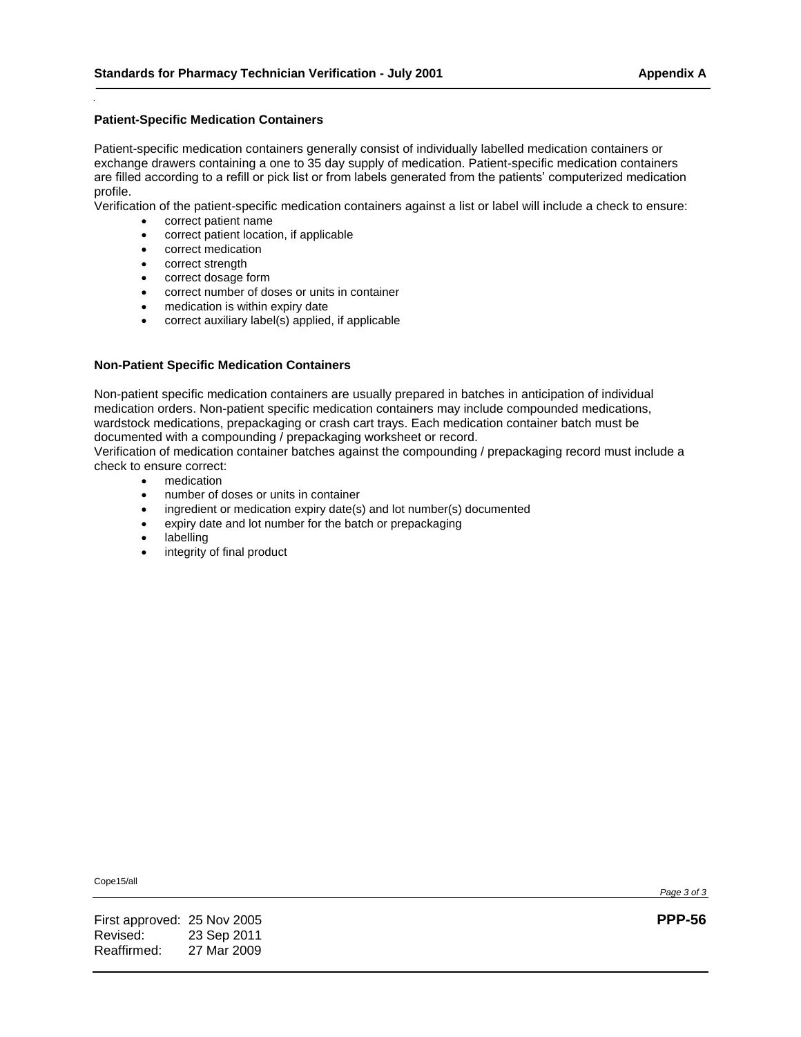### Patient-Specific Medication Containers

Patient-specific medication containers generally consist of individually labelled medication containers or exchange drawers containing a one to 35 day supply of medication. Patient-specific medication containers are filled according to a refill or pick list or from labels generated from the patients' computerized medication profile.

Verification of the patient-specific medication containers against a list or label will include a check to ensure:

- correct patient name
- correct patient location, if applicable
- correct medication
- correct strength
- correct dosage form
- correct number of doses or units in container
- medication is within expiry date
- correct auxiliary label(s) applied, if applicable

### Non-Patient Specific Medication Containers

Non-patient specific medication containers are usually prepared in batches in anticipation of individual medication orders. Non-patient specific medication containers may include compounded medications, wardstock medications, prepackaging or crash cart trays. Each medication container batch must be documented with a compounding / prepackaging worksheet or record.

Verification of medication container batches against the compounding / prepackaging record must include a check to ensure correct:

- medication
- number of doses or units in container
- ingredient or medication expiry date(s) and lot number(s) documented
- expiry date and lot number for the batch or prepackaging
- labelling
- integrity of final product